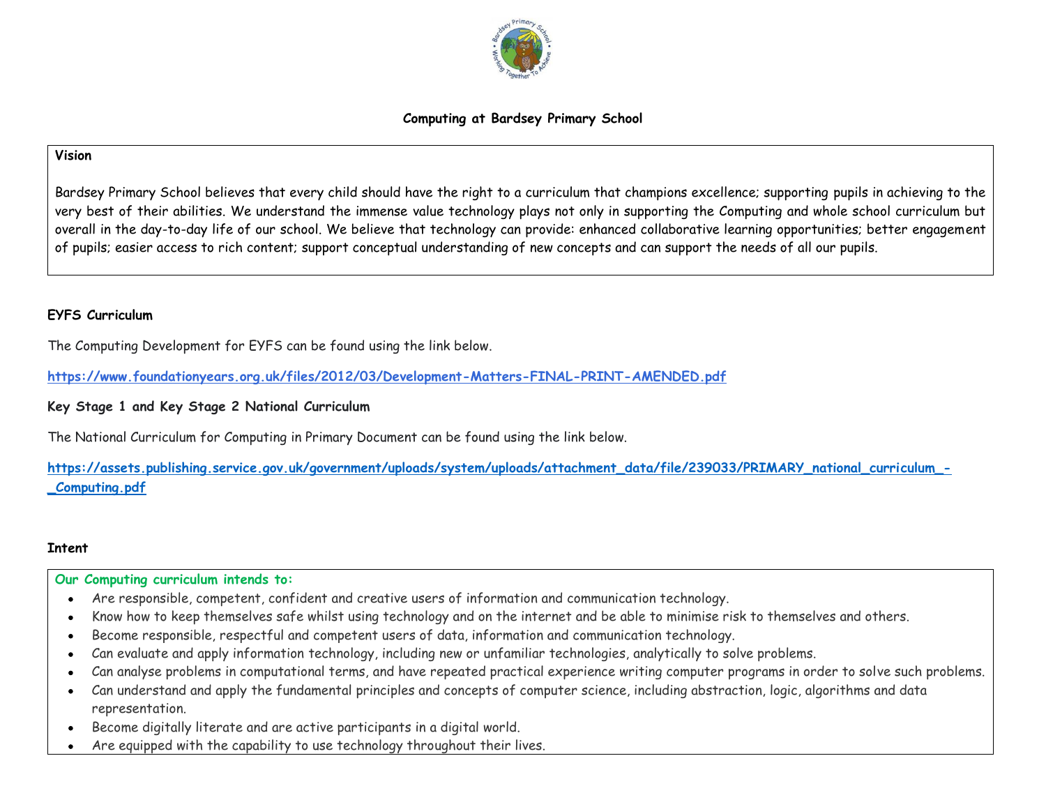# Computing at Bardsey Primary School

## Vision

Bardsey Primary School believes that every child should have the right to a curriculum that champions excellence; supporting pupils in achieving to the very best of their abilities. We understand the immense value technology plays not only in supporting the Computing and whole school curriculum but overall in the day-to-day life of our school. We believe that technology can provide: enhanced collaborative learning opportunities; better engagement of pupils; easier access to rich content; support conceptual understanding of new concepts and can support the needs of all our pupils.

## EYFS Curriculum

The Computing Development for EYFS can be found using the link below.

**https://www.foundationyears.org.uk/files/2012/03/Development-Matters-FINAL-PRINT-AMENDED.pdf**

## Key Stage 1 and Key Stage 2 National Curriculum

The National Curriculum for Computing in Primary Document can be found using the link below.

**https://assets.publishing.service.gov.uk/government/uploads/system/uploads/attachment_data/file/239033/PRIMARY_national_curriculum_-_Computing.pdf**

## Intent

**Our Computing curriculum intends to:**

- Are responsible, competent, confident and creative users of information and communication technology.
- Know how to keep themselves safe whilst using technology and on the internet and be able to minimise risk to themselves and others.
- Become responsible, respectful and competent users of data, information and communication technology.
- Can evaluate and apply information technology, including new or unfamiliar technologies, analytically to solve problems.
- Can analyse problems in computational terms, and have repeated practical experience writing computer programs in order to solve such problems.
- Can understand and apply the fundamental principles and concepts of computer science, including abstraction, logic, algorithms and data representation.
- Become digitally literate and are active participants in a digital world.
- Are equipped with the capability to use technology throughout their lives.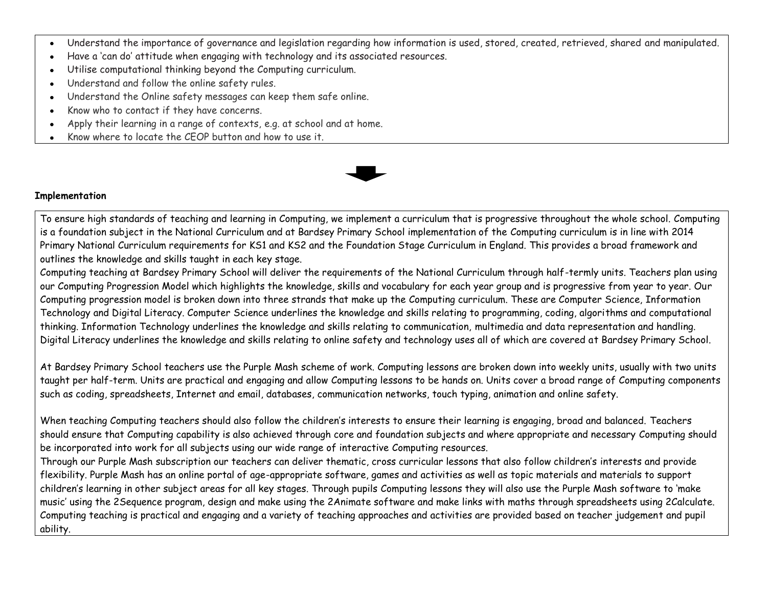- Understand the importance of governance and legislation regarding how information is used, stored, created, retrieved, shared and manipulated.
- Have a 'can do' attitude when engaging with technology and its associated resources.
- Utilise computational thinking beyond the Computing curriculum.
- Understand and follow the online safety rules.
- Understand the Online safety messages can keep them safe online.
- Know who to contact if they have concerns.
- Apply their learning in a range of contexts, e.g. at school and at home.
- Know where to locate the CEOP button and how to use it.

**Implementation**

To ensure high standards of teaching and learning in Computing, we implement a curriculum that is progressive throughout the whole school. Computing is a foundation subject in the National Curriculum and at Bardsey Primary School implementation of the Computing curriculum is in line with 2014 Primary National Curriculum requirements for KS1 and KS2 and the Foundation Stage Curriculum in England. This provides a broad framework and outlines the knowledge and skills taught in each key stage.
Computing teaching at Bardsey Primary School will deliver the requirements of the National Curriculum through half-termly units. Teachers plan using our Computing Progression Model which highlights the knowledge, skills and vocabulary for each year group and is progressive from year to year. Our Computing progression model is broken down into three strands that make up the Computing curriculum. These are Computer Science, Information Technology and Digital Literacy. Computer Science underlines the knowledge and skills relating to programming, coding, algorithms and computational thinking. Information Technology underlines the knowledge and skills relating to communication, multimedia and data representation and handling. Digital Literacy underlines the knowledge and skills relating to online safety and technology uses all of which are covered at Bardsey Primary School.

At Bardsey Primary School teachers use the Purple Mash scheme of work. Computing lessons are broken down into weekly units, usually with two units taught per half-term. Units are practical and engaging and allow Computing lessons to be hands on. Units cover a broad range of Computing components such as coding, spreadsheets, Internet and email, databases, communication networks, touch typing, animation and online safety.

When teaching Computing teachers should also follow the children's interests to ensure their learning is engaging, broad and balanced. Teachers should ensure that Computing capability is also achieved through core and foundation subjects and where appropriate and necessary Computing should be incorporated into work for all subjects using our wide range of interactive Computing resources.
Through our Purple Mash subscription our teachers can deliver thematic, cross curricular lessons that also follow children's interests and provide flexibility. Purple Mash has an online portal of age-appropriate software, games and activities as well as topic materials and materials to support children's learning in other subject areas for all key stages. Through pupils Computing lessons they will also use the Purple Mash software to 'make music' using the 2Sequence program, design and make using the 2Animate software and make links with maths through spreadsheets using 2Calculate. Computing teaching is practical and engaging and a variety of teaching approaches and activities are provided based on teacher judgement and pupil ability.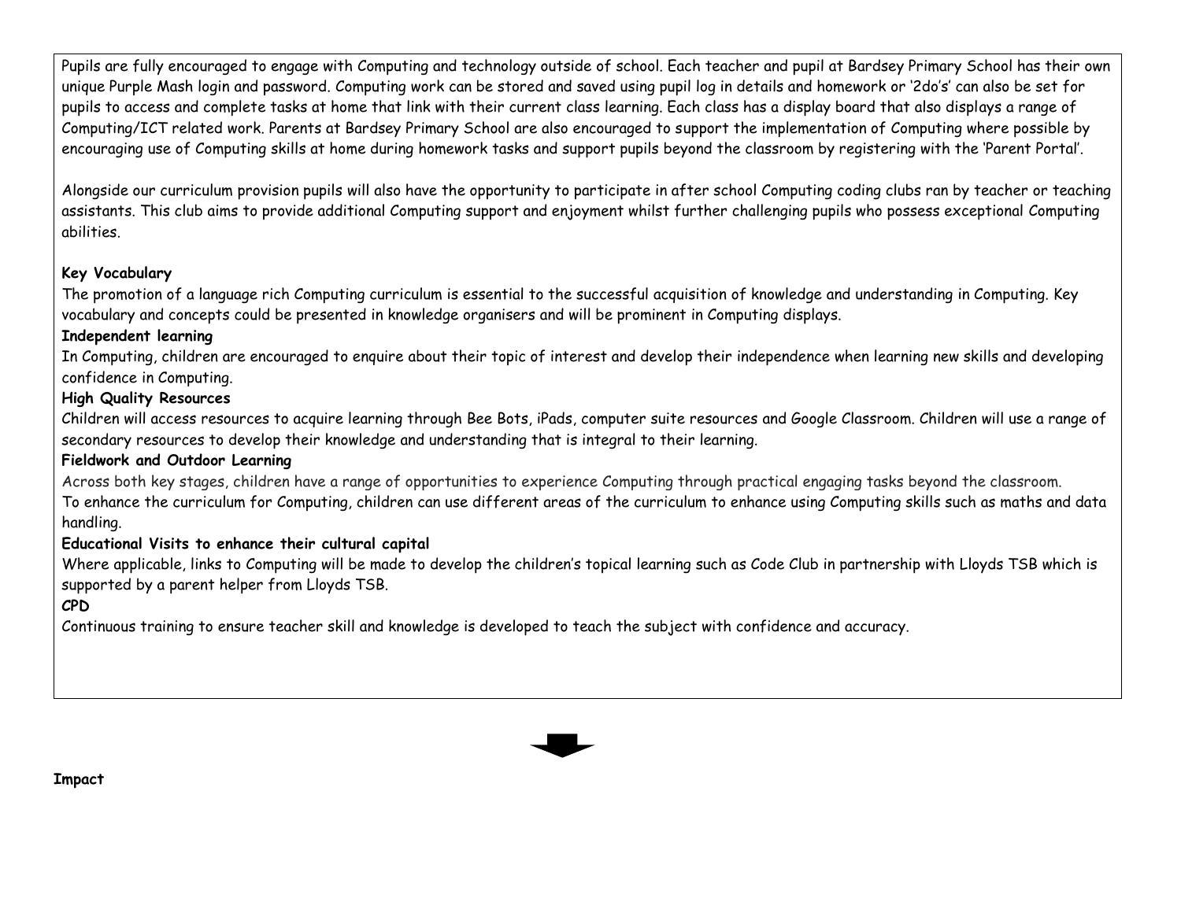Pupils are fully encouraged to engage with Computing and technology outside of school. Each teacher and pupil at Bardsey Primary School has their own unique Purple Mash login and password. Computing work can be stored and saved using pupil log in details and homework or '2do's' can also be set for pupils to access and complete tasks at home that link with their current class learning. Each class has a display board that also displays a range of Computing/ICT related work. Parents at Bardsey Primary School are also encouraged to support the implementation of Computing where possible by encouraging use of Computing skills at home during homework tasks and support pupils beyond the classroom by registering with the 'Parent Portal'.

Alongside our curriculum provision pupils will also have the opportunity to participate in after school Computing coding clubs ran by teacher or teaching assistants. This club aims to provide additional Computing support and enjoyment whilst further challenging pupils who possess exceptional Computing abilities.

**Key Vocabulary**

The promotion of a language rich Computing curriculum is essential to the successful acquisition of knowledge and understanding in Computing. Key vocabulary and concepts could be presented in knowledge organisers and will be prominent in Computing displays.

**Independent learning**

In Computing, children are encouraged to enquire about their topic of interest and develop their independence when learning new skills and developing confidence in Computing.

**High Quality Resources**

Children will access resources to acquire learning through Bee Bots, iPads, computer suite resources and Google Classroom. Children will use a range of secondary resources to develop their knowledge and understanding that is integral to their learning.

**Fieldwork and Outdoor Learning**

Across both key stages, children have a range of opportunities to experience Computing through practical engaging tasks beyond the classroom.
To enhance the curriculum for Computing, children can use different areas of the curriculum to enhance using Computing skills such as maths and data handling.

**Educational Visits to enhance their cultural capital**

Where applicable, links to Computing will be made to develop the children's topical learning such as Code Club in partnership with Lloyds TSB which is supported by a parent helper from Lloyds TSB.

**CPD**

Continuous training to ensure teacher skill and knowledge is developed to teach the subject with confidence and accuracy.

**Impact**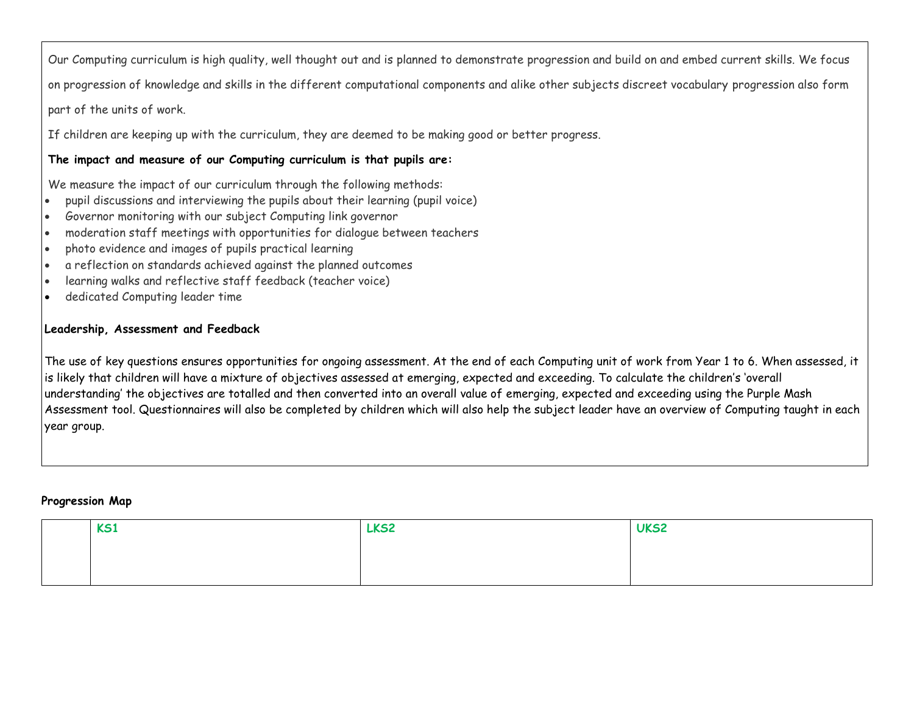Our Computing curriculum is high quality, well thought out and is planned to demonstrate progression and build on and embed current skills. We focus on progression of knowledge and skills in the different computational components and alike other subjects discreet vocabulary progression also form part of the units of work.

If children are keeping up with the curriculum, they are deemed to be making good or better progress.

**The impact and measure of our Computing curriculum is that pupils are:**

We measure the impact of our curriculum through the following methods:

- pupil discussions and interviewing the pupils about their learning (pupil voice)
- Governor monitoring with our subject Computing link governor
- moderation staff meetings with opportunities for dialogue between teachers
- photo evidence and images of pupils practical learning
- a reflection on standards achieved against the planned outcomes
- learning walks and reflective staff feedback (teacher voice)
- dedicated Computing leader time

**Leadership, Assessment and Feedback**

The use of key questions ensures opportunities for ongoing assessment. At the end of each Computing unit of work from Year 1 to 6. When assessed, it is likely that children will have a mixture of objectives assessed at emerging, expected and exceeding. To calculate the children's 'overall understanding' the objectives are totalled and then converted into an overall value of emerging, expected and exceeding using the Purple Mash Assessment tool. Questionnaires will also be completed by children which will also help the subject leader have an overview of Computing taught in each year group.

**Progression Map**

| | **KS1** | **LKS2** | **UKS2** |
| --- | --- | --- | --- |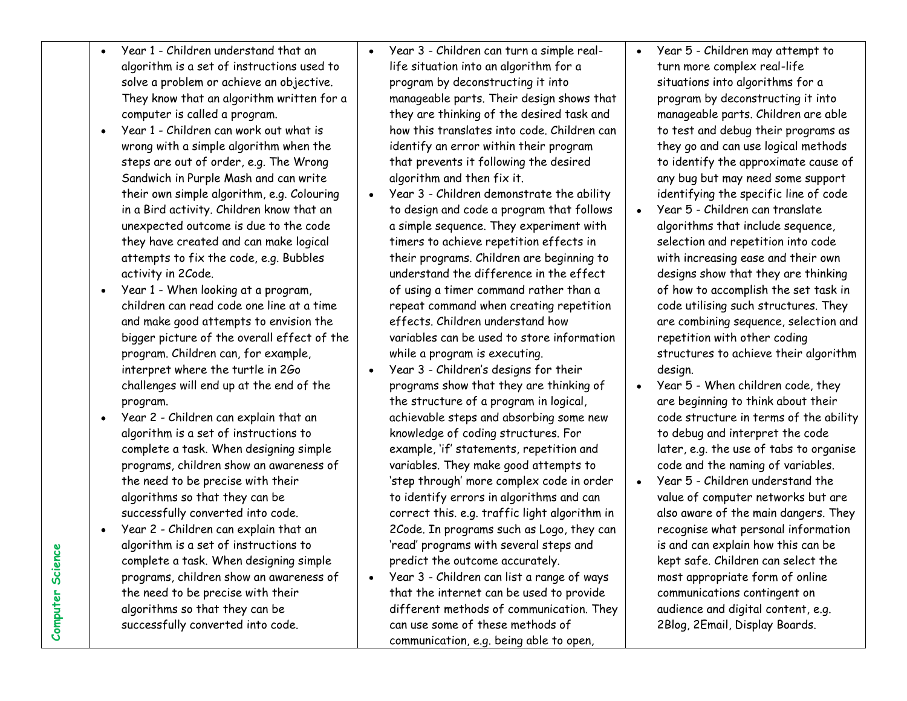| Computer Science | • Year 1 - Children understand that an algorithm is a set of instructions used to solve a problem or achieve an objective. They know that an algorithm written for a computer is called a program.<br>• Year 1 - Children can work out what is wrong with a simple algorithm when the steps are out of order, e.g. The Wrong Sandwich in Purple Mash and can write their own simple algorithm, e.g. Colouring in a Bird activity. Children know that an unexpected outcome is due to the code they have created and can make logical attempts to fix the code, e.g. Bubbles activity in 2Code.<br>• Year 1 - When looking at a program, children can read code one line at a time and make good attempts to envision the bigger picture of the overall effect of the program. Children can, for example, interpret where the turtle in 2Go challenges will end up at the end of the program.<br>• Year 2 - Children can explain that an algorithm is a set of instructions to complete a task. When designing simple programs, children show an awareness of the need to be precise with their algorithms so that they can be successfully converted into code.<br>• Year 2 - Children can explain that an algorithm is a set of instructions to complete a task. When designing simple programs, children show an awareness of the need to be precise with their algorithms so that they can be successfully converted into code. | • Year 3 - Children can turn a simple real-life situation into an algorithm for a program by deconstructing it into manageable parts. Their design shows that they are thinking of the desired task and how this translates into code. Children can identify an error within their program that prevents it following the desired algorithm and then fix it.<br>• Year 3 - Children demonstrate the ability to design and code a program that follows a simple sequence. They experiment with timers to achieve repetition effects in their programs. Children are beginning to understand the difference in the effect of using a timer command rather than a repeat command when creating repetition effects. Children understand how variables can be used to store information while a program is executing.<br>• Year 3 - Children's designs for their programs show that they are thinking of the structure of a program in logical, achievable steps and absorbing some new knowledge of coding structures. For example, 'if' statements, repetition and variables. They make good attempts to 'step through' more complex code in order to identify errors in algorithms and can correct this. e.g. traffic light algorithm in 2Code. In programs such as Logo, they can 'read' programs with several steps and predict the outcome accurately.<br>• Year 3 - Children can list a range of ways that the internet can be used to provide different methods of communication. They can use some of these methods of communication, e.g. being able to open, | • Year 5 - Children may attempt to turn more complex real-life situations into algorithms for a program by deconstructing it into manageable parts. Children are able to test and debug their programs as they go and can use logical methods to identify the approximate cause of any bug but may need some support identifying the specific line of code<br>• Year 5 - Children can translate algorithms that include sequence, selection and repetition into code with increasing ease and their own designs show that they are thinking of how to accomplish the set task in code utilising such structures. They are combining sequence, selection and repetition with other coding structures to achieve their algorithm design.<br>• Year 5 - When children code, they are beginning to think about their code structure in terms of the ability to debug and interpret the code later, e.g. the use of tabs to organise code and the naming of variables.<br>• Year 5 - Children understand the value of computer networks but are also aware of the main dangers. They recognise what personal information is and can explain how this can be kept safe. Children can select the most appropriate form of online communications contingent on audience and digital content, e.g. 2Blog, 2Email, Display Boards. |
|---|---|---|---|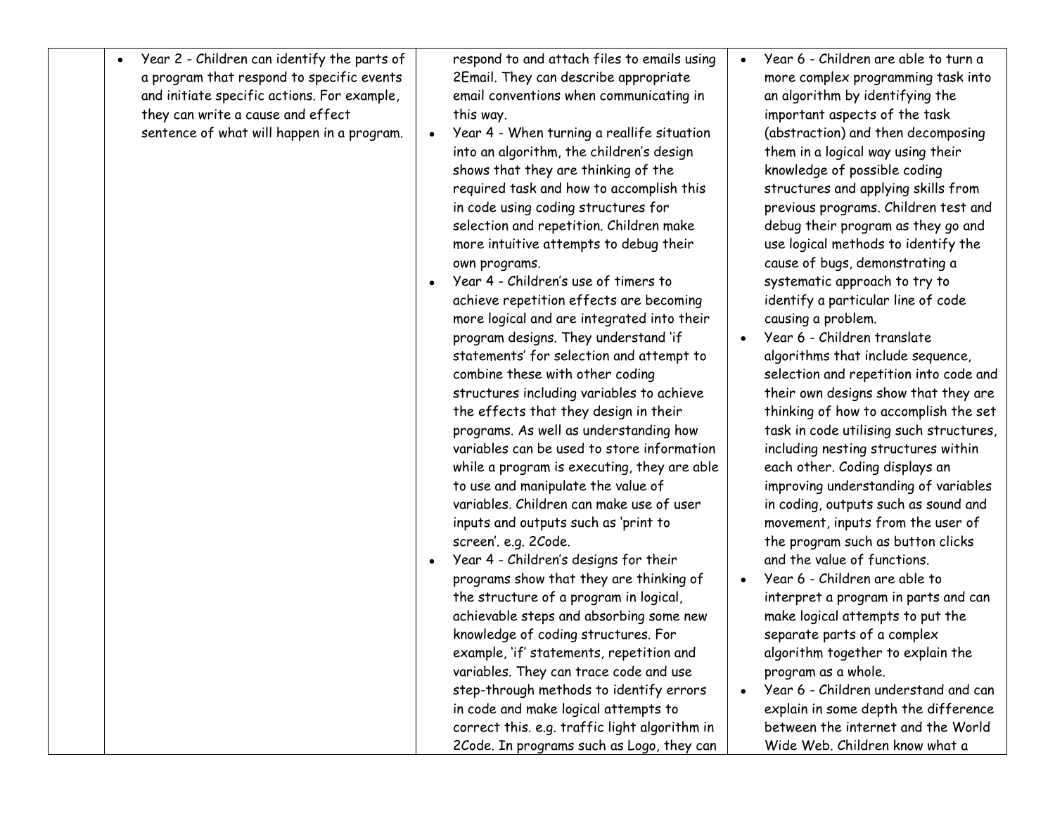| | | | |
|---|---|---|---|
| | • Year 2 - Children can identify the parts of a program that respond to specific events and initiate specific actions. For example, they can write a cause and effect sentence of what will happen in a program. | respond to and attach files to emails using 2Email. They can describe appropriate email conventions when communicating in this way.<br>• Year 4 - When turning a reallife situation into an algorithm, the children's design shows that they are thinking of the required task and how to accomplish this in code using coding structures for selection and repetition. Children make more intuitive attempts to debug their own programs.<br>• Year 4 - Children's use of timers to achieve repetition effects are becoming more logical and are integrated into their program designs. They understand 'if statements' for selection and attempt to combine these with other coding structures including variables to achieve the effects that they design in their programs. As well as understanding how variables can be used to store information while a program is executing, they are able to use and manipulate the value of variables. Children can make use of user inputs and outputs such as 'print to screen'. e.g. 2Code.<br>• Year 4 - Children's designs for their programs show that they are thinking of the structure of a program in logical, achievable steps and absorbing some new knowledge of coding structures. For example, 'if' statements, repetition and variables. They can trace code and use step-through methods to identify errors in code and make logical attempts to correct this. e.g. traffic light algorithm in 2Code. In programs such as Logo, they can | • Year 6 - Children are able to turn a more complex programming task into an algorithm by identifying the important aspects of the task (abstraction) and then decomposing them in a logical way using their knowledge of possible coding structures and applying skills from previous programs. Children test and debug their program as they go and use logical methods to identify the cause of bugs, demonstrating a systematic approach to try to identify a particular line of code causing a problem.<br>• Year 6 - Children translate algorithms that include sequence, selection and repetition into code and their own designs show that they are thinking of how to accomplish the set task in code utilising such structures, including nesting structures within each other. Coding displays an improving understanding of variables in coding, outputs such as sound and movement, inputs from the user of the program such as button clicks and the value of functions.<br>• Year 6 - Children are able to interpret a program in parts and can make logical attempts to put the separate parts of a complex algorithm together to explain the program as a whole.<br>• Year 6 - Children understand and can explain in some depth the difference between the internet and the World Wide Web. Children know what a |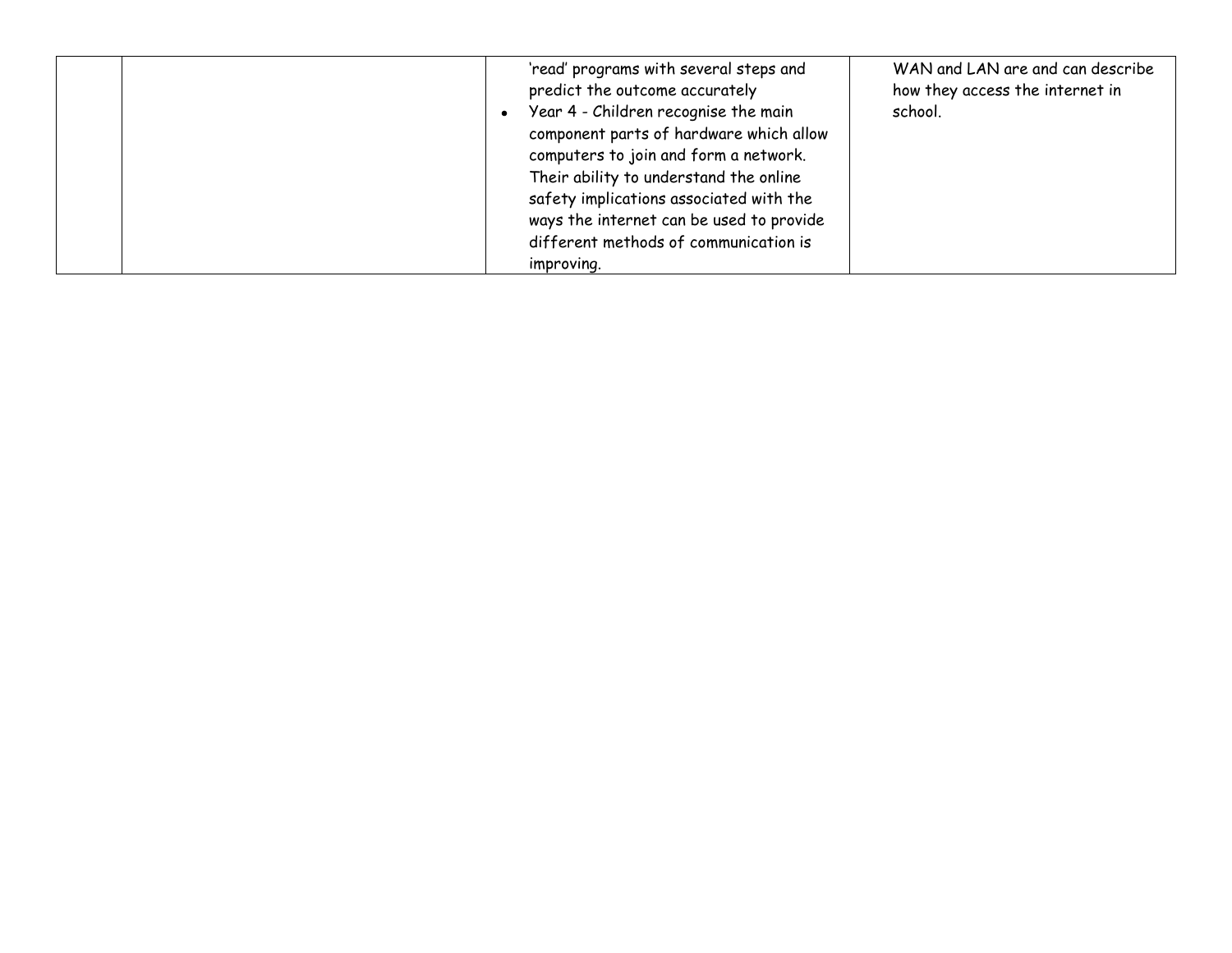|  |  |  |  |
|---|---|---|---|
|  |  | 'read' programs with several steps and predict the outcome accurately<br>• Year 4 - Children recognise the main component parts of hardware which allow computers to join and form a network. Their ability to understand the online safety implications associated with the ways the internet can be used to provide different methods of communication is improving. | WAN and LAN are and can describe how they access the internet in school. |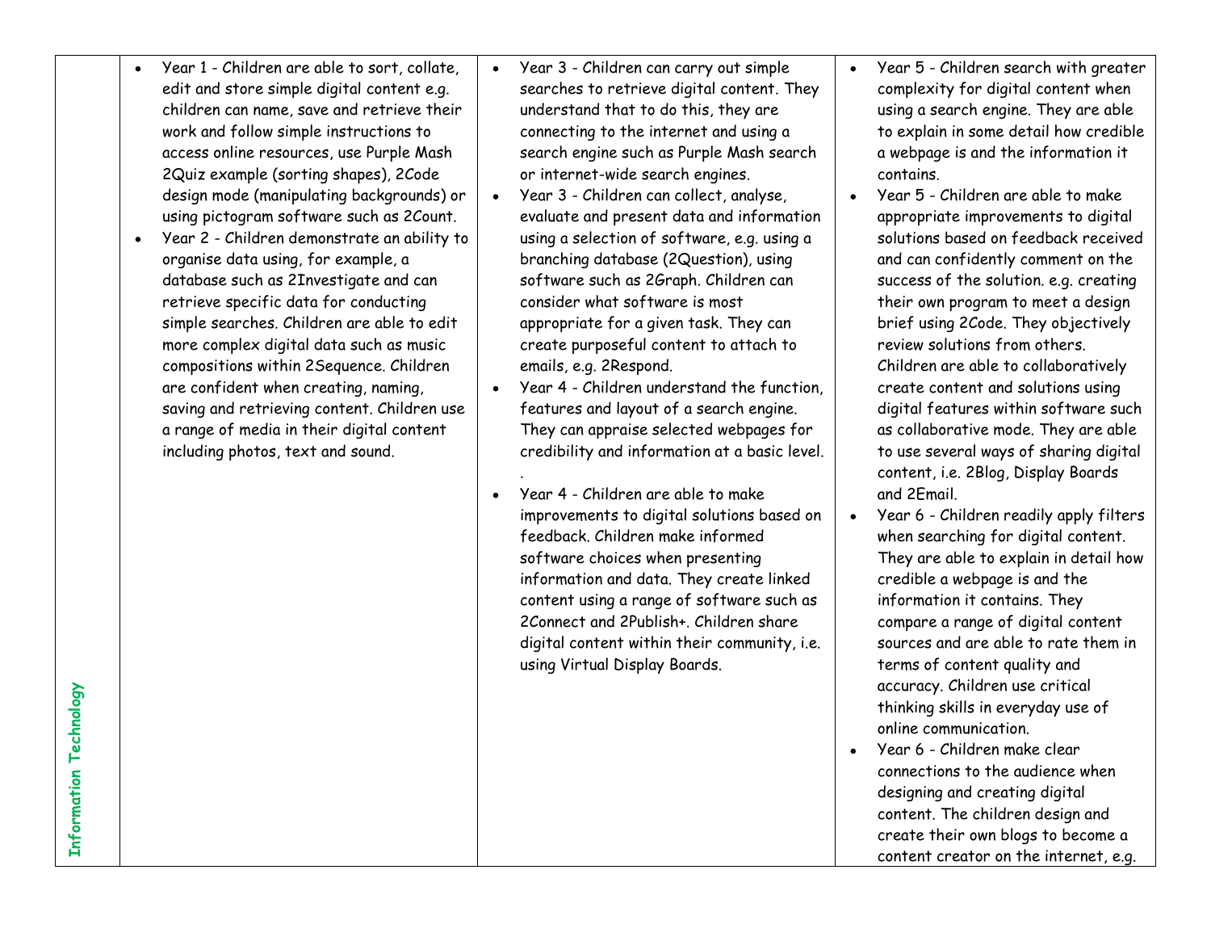| Information Technology | <ul><li>Year 1 - Children are able to sort, collate, edit and store simple digital content e.g. children can name, save and retrieve their work and follow simple instructions to access online resources, use Purple Mash 2Quiz example (sorting shapes), 2Code design mode (manipulating backgrounds) or using pictogram software such as 2Count.</li><li>Year 2 - Children demonstrate an ability to organise data using, for example, a database such as 2Investigate and can retrieve specific data for conducting simple searches. Children are able to edit more complex digital data such as music compositions within 2Sequence. Children are confident when creating, naming, saving and retrieving content. Children use a range of media in their digital content including photos, text and sound.</li></ul> | <ul><li>Year 3 - Children can carry out simple searches to retrieve digital content. They understand that to do this, they are connecting to the internet and using a search engine such as Purple Mash search or internet-wide search engines.</li><li>Year 3 - Children can collect, analyse, evaluate and present data and information using a selection of software, e.g. using a branching database (2Question), using software such as 2Graph. Children can consider what software is most appropriate for a given task. They can create purposeful content to attach to emails, e.g. 2Respond.</li><li>Year 4 - Children understand the function, features and layout of a search engine. They can appraise selected webpages for credibility and information at a basic level. .</li><li>Year 4 - Children are able to make improvements to digital solutions based on feedback. Children make informed software choices when presenting information and data. They create linked content using a range of software such as 2Connect and 2Publish+. Children share digital content within their community, i.e. using Virtual Display Boards.</li></ul> | <ul><li>Year 5 - Children search with greater complexity for digital content when using a search engine. They are able to explain in some detail how credible a webpage is and the information it contains.</li><li>Year 5 - Children are able to make appropriate improvements to digital solutions based on feedback received and can confidently comment on the success of the solution. e.g. creating their own program to meet a design brief using 2Code. They objectively review solutions from others. Children are able to collaboratively create content and solutions using digital features within software such as collaborative mode. They are able to use several ways of sharing digital content, i.e. 2Blog, Display Boards and 2Email.</li><li>Year 6 - Children readily apply filters when searching for digital content. They are able to explain in detail how credible a webpage is and the information it contains. They compare a range of digital content sources and are able to rate them in terms of content quality and accuracy. Children use critical thinking skills in everyday use of online communication.</li><li>Year 6 - Children make clear connections to the audience when designing and creating digital content. The children design and create their own blogs to become a content creator on the internet, e.g.</li></ul> |
|---|---|---|---|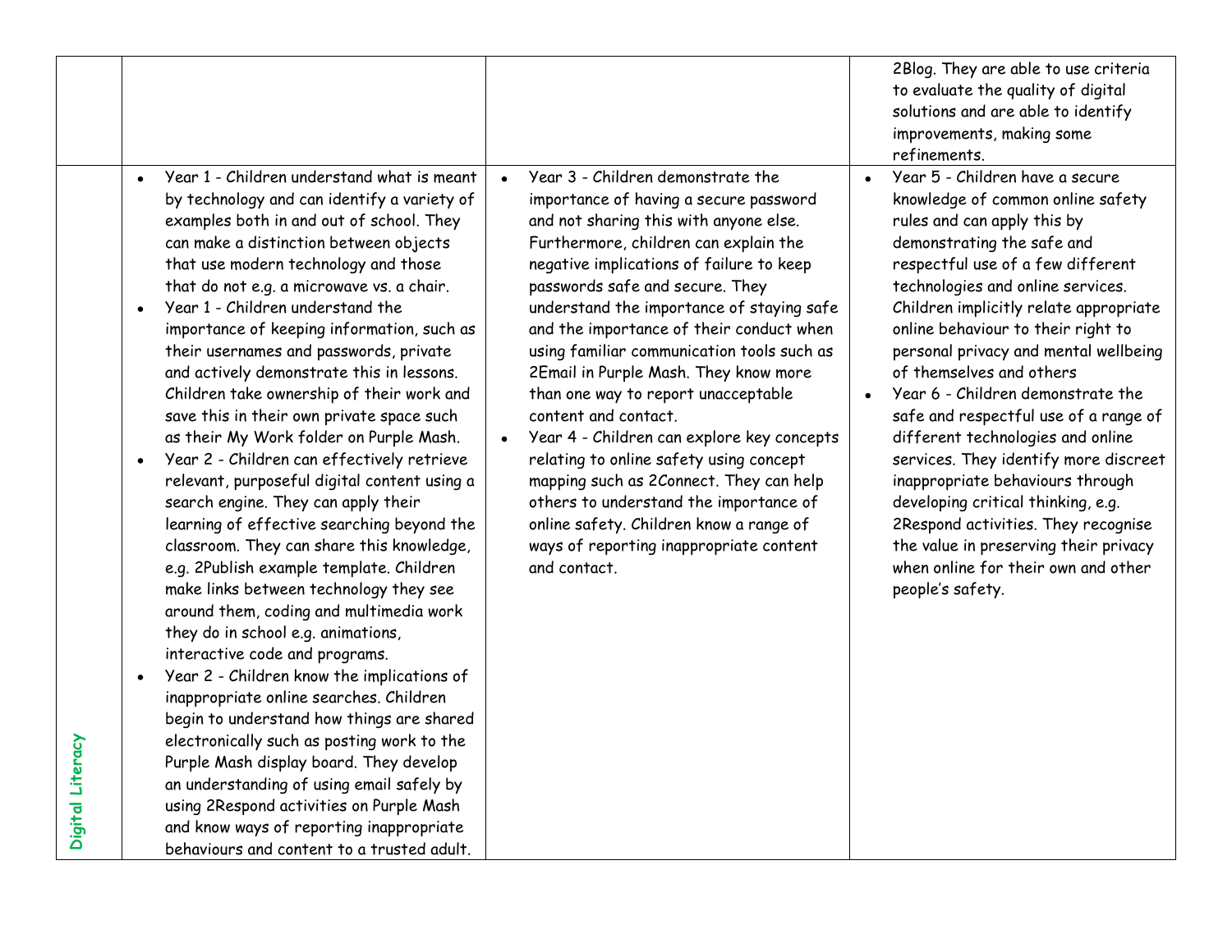| | | | |
|---|---|---|---|
| | | | 2Blog. They are able to use criteria to evaluate the quality of digital solutions and are able to identify improvements, making some refinements. |
| Digital Literacy | • Year 1 - Children understand what is meant by technology and can identify a variety of examples both in and out of school. They can make a distinction between objects that use modern technology and those that do not e.g. a microwave vs. a chair.<br>• Year 1 - Children understand the importance of keeping information, such as their usernames and passwords, private and actively demonstrate this in lessons. Children take ownership of their work and save this in their own private space such as their My Work folder on Purple Mash.<br>• Year 2 - Children can effectively retrieve relevant, purposeful digital content using a search engine. They can apply their learning of effective searching beyond the classroom. They can share this knowledge, e.g. 2Publish example template. Children make links between technology they see around them, coding and multimedia work they do in school e.g. animations, interactive code and programs.<br>• Year 2 - Children know the implications of inappropriate online searches. Children begin to understand how things are shared electronically such as posting work to the Purple Mash display board. They develop an understanding of using email safely by using 2Respond activities on Purple Mash and know ways of reporting inappropriate behaviours and content to a trusted adult. | • Year 3 - Children demonstrate the importance of having a secure password and not sharing this with anyone else. Furthermore, children can explain the negative implications of failure to keep passwords safe and secure. They understand the importance of staying safe and the importance of their conduct when using familiar communication tools such as 2Email in Purple Mash. They know more than one way to report unacceptable content and contact.<br>• Year 4 - Children can explore key concepts relating to online safety using concept mapping such as 2Connect. They can help others to understand the importance of online safety. Children know a range of ways of reporting inappropriate content and contact. | • Year 5 - Children have a secure knowledge of common online safety rules and can apply this by demonstrating the safe and respectful use of a few different technologies and online services. Children implicitly relate appropriate online behaviour to their right to personal privacy and mental wellbeing of themselves and others<br>• Year 6 - Children demonstrate the safe and respectful use of a range of different technologies and online services. They identify more discreet inappropriate behaviours through developing critical thinking, e.g. 2Respond activities. They recognise the value in preserving their privacy when online for their own and other people's safety. |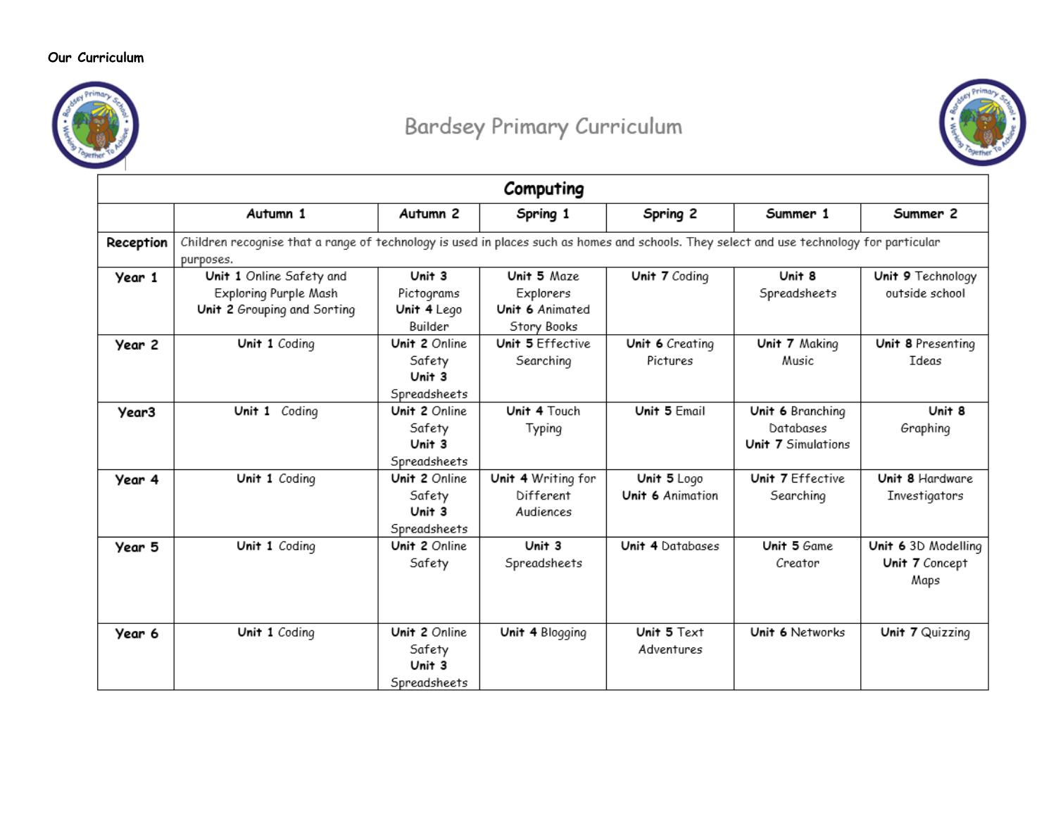Our Curriculum

# Bardsey Primary Curriculum

| Computing | | | | | | |
|---|---|---|---|---|---|---|
| | **Autumn 1** | **Autumn 2** | **Spring 1** | **Spring 2** | **Summer 1** | **Summer 2** |
| **Reception** | Children recognise that a range of technology is used in places such as homes and schools. They select and use technology for particular purposes. | | | | | |
| **Year 1** | **Unit 1** Online Safety and Exploring Purple Mash **Unit 2** Grouping and Sorting | **Unit 3** Pictograms **Unit 4** Lego Builder | **Unit 5** Maze Explorers **Unit 6** Animated Story Books | **Unit 7** Coding | **Unit 8** Spreadsheets | **Unit 9** Technology outside school |
| **Year 2** | **Unit 1** Coding | **Unit 2** Online Safety **Unit 3** Spreadsheets | **Unit 5** Effective Searching | **Unit 6** Creating Pictures | **Unit 7** Making Music | **Unit 8** Presenting Ideas |
| **Year3** | **Unit 1** Coding | **Unit 2** Online Safety **Unit 3** Spreadsheets | **Unit 4** Touch Typing | **Unit 5** Email | **Unit 6** Branching Databases **Unit 7** Simulations | **Unit 8** Graphing |
| **Year 4** | **Unit 1** Coding | **Unit 2** Online Safety **Unit 3** Spreadsheets | **Unit 4** Writing for Different Audiences | **Unit 5** Logo **Unit 6** Animation | **Unit 7** Effective Searching | **Unit 8** Hardware Investigators |
| **Year 5** | **Unit 1** Coding | **Unit 2** Online Safety | **Unit 3** Spreadsheets | **Unit 4** Databases | **Unit 5** Game Creator | **Unit 6** 3D Modelling **Unit 7** Concept Maps |
| **Year 6** | **Unit 1** Coding | **Unit 2** Online Safety **Unit 3** Spreadsheets | **Unit 4** Blogging | **Unit 5** Text Adventures | **Unit 6** Networks | **Unit 7** Quizzing |